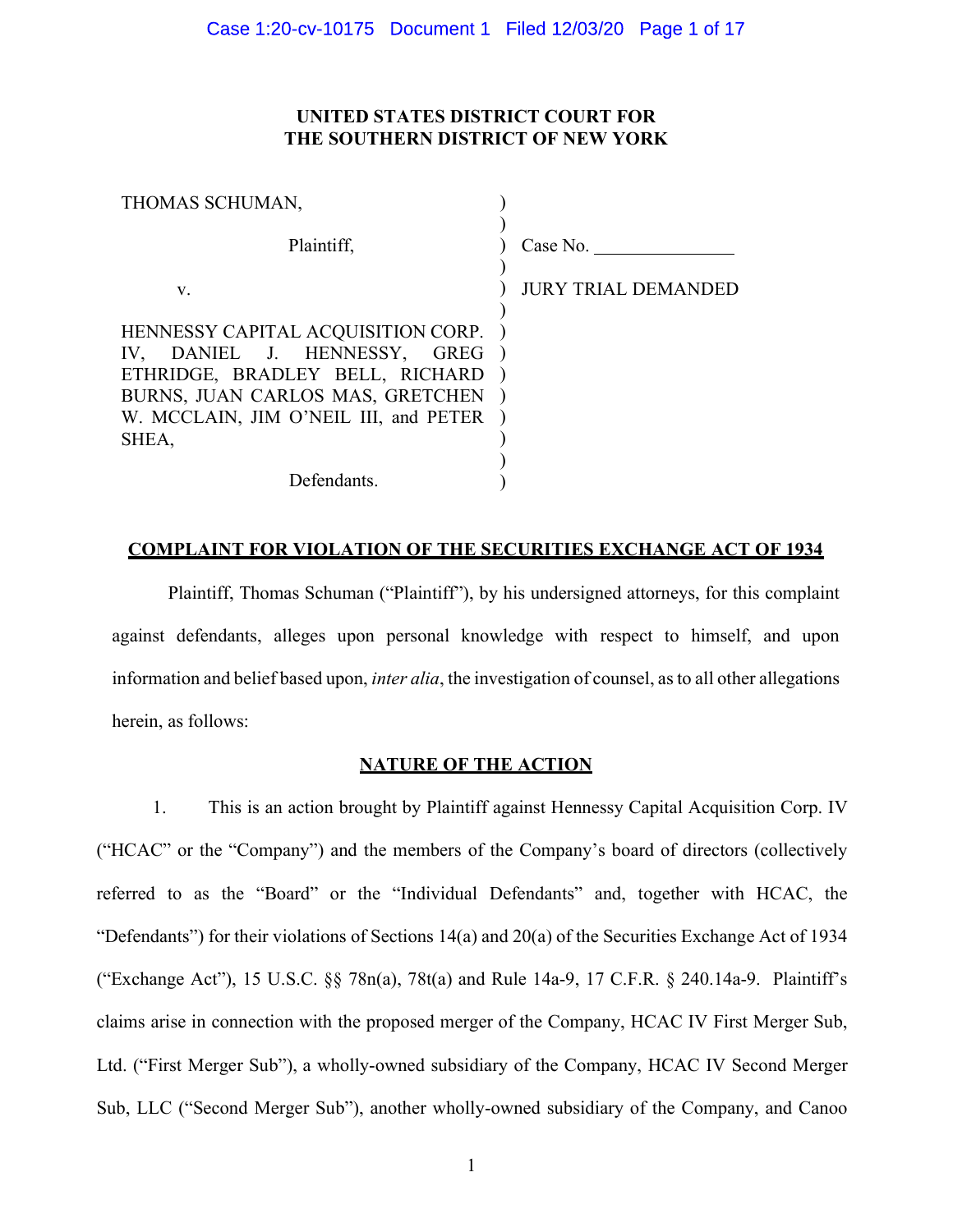**UNITED STATES DISTRICT COURT FOR**
**THE SOUTHERN DISTRICT OF NEW YORK**

| | | |
|---|---|---|
| THOMAS SCHUMAN, | ) | |
| Plaintiff, | ) | Case No. _______________ |
| v. | ) | JURY TRIAL DEMANDED |
| HENNESSY CAPITAL ACQUISITION CORP. IV, DANIEL J. HENNESSY, GREG ETHRIDGE, BRADLEY BELL, RICHARD BURNS, JUAN CARLOS MAS, GRETCHEN W. MCCLAIN, JIM O'NEIL III, and PETER SHEA, | ) | |
| Defendants. | ) | |

## COMPLAINT FOR VIOLATION OF THE SECURITIES EXCHANGE ACT OF 1934

Plaintiff, Thomas Schuman ("Plaintiff"), by his undersigned attorneys, for this complaint against defendants, alleges upon personal knowledge with respect to himself, and upon information and belief based upon, *inter alia*, the investigation of counsel, as to all other allegations herein, as follows:

## NATURE OF THE ACTION

1. This is an action brought by Plaintiff against Hennessy Capital Acquisition Corp. IV ("HCAC" or the "Company") and the members of the Company's board of directors (collectively referred to as the "Board" or the "Individual Defendants" and, together with HCAC, the "Defendants") for their violations of Sections 14(a) and 20(a) of the Securities Exchange Act of 1934 ("Exchange Act"), 15 U.S.C. §§ 78n(a), 78t(a) and Rule 14a-9, 17 C.F.R. § 240.14a-9. Plaintiff's claims arise in connection with the proposed merger of the Company, HCAC IV First Merger Sub, Ltd. ("First Merger Sub"), a wholly-owned subsidiary of the Company, HCAC IV Second Merger Sub, LLC ("Second Merger Sub"), another wholly-owned subsidiary of the Company, and Canoo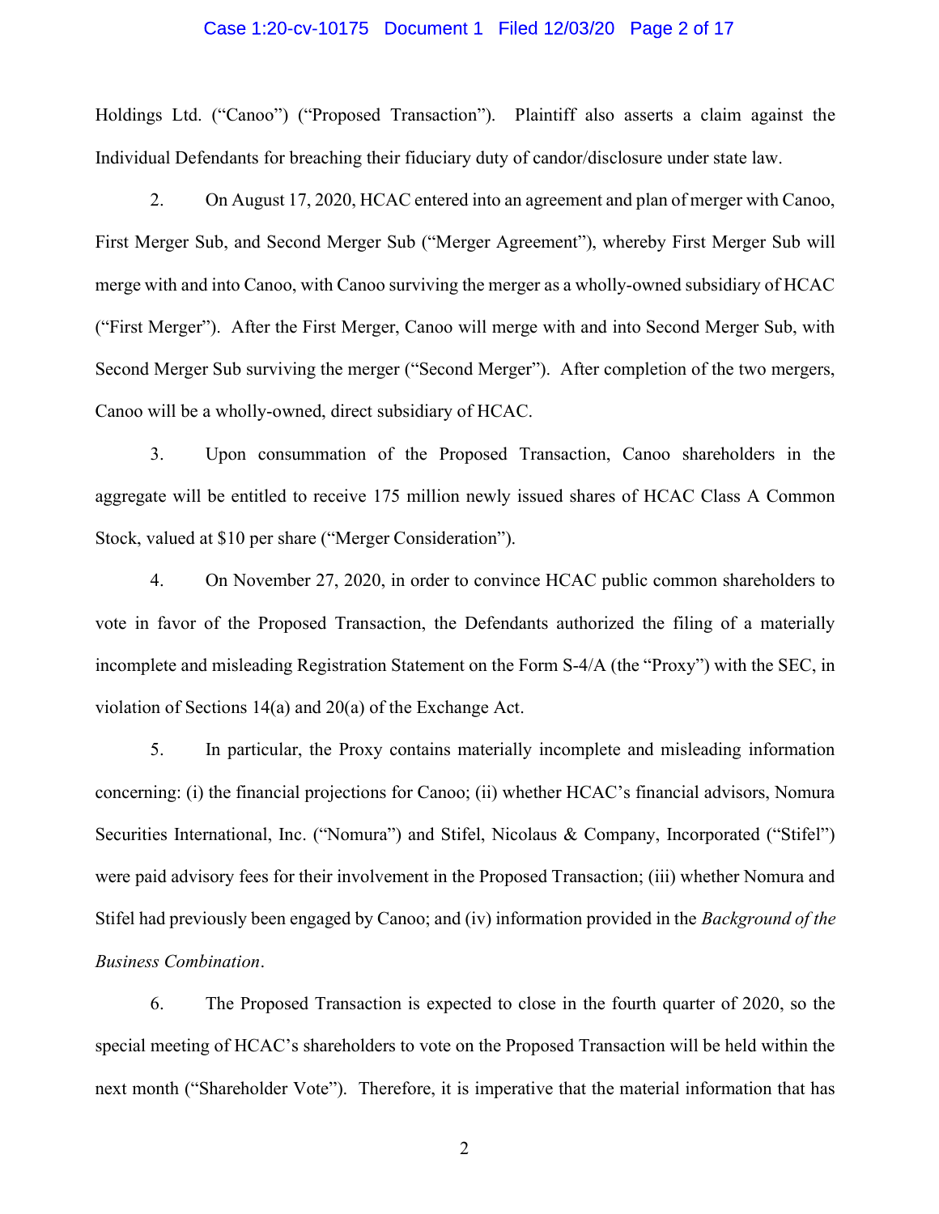Holdings Ltd. ("Canoo") ("Proposed Transaction"). Plaintiff also asserts a claim against the Individual Defendants for breaching their fiduciary duty of candor/disclosure under state law.

2. On August 17, 2020, HCAC entered into an agreement and plan of merger with Canoo, First Merger Sub, and Second Merger Sub ("Merger Agreement"), whereby First Merger Sub will merge with and into Canoo, with Canoo surviving the merger as a wholly-owned subsidiary of HCAC ("First Merger"). After the First Merger, Canoo will merge with and into Second Merger Sub, with Second Merger Sub surviving the merger ("Second Merger"). After completion of the two mergers, Canoo will be a wholly-owned, direct subsidiary of HCAC.

3. Upon consummation of the Proposed Transaction, Canoo shareholders in the aggregate will be entitled to receive 175 million newly issued shares of HCAC Class A Common Stock, valued at $10 per share ("Merger Consideration").

4. On November 27, 2020, in order to convince HCAC public common shareholders to vote in favor of the Proposed Transaction, the Defendants authorized the filing of a materially incomplete and misleading Registration Statement on the Form S-4/A (the "Proxy") with the SEC, in violation of Sections 14(a) and 20(a) of the Exchange Act.

5. In particular, the Proxy contains materially incomplete and misleading information concerning: (i) the financial projections for Canoo; (ii) whether HCAC's financial advisors, Nomura Securities International, Inc. ("Nomura") and Stifel, Nicolaus & Company, Incorporated ("Stifel") were paid advisory fees for their involvement in the Proposed Transaction; (iii) whether Nomura and Stifel had previously been engaged by Canoo; and (iv) information provided in the *Background of the Business Combination*.

6. The Proposed Transaction is expected to close in the fourth quarter of 2020, so the special meeting of HCAC's shareholders to vote on the Proposed Transaction will be held within the next month ("Shareholder Vote"). Therefore, it is imperative that the material information that has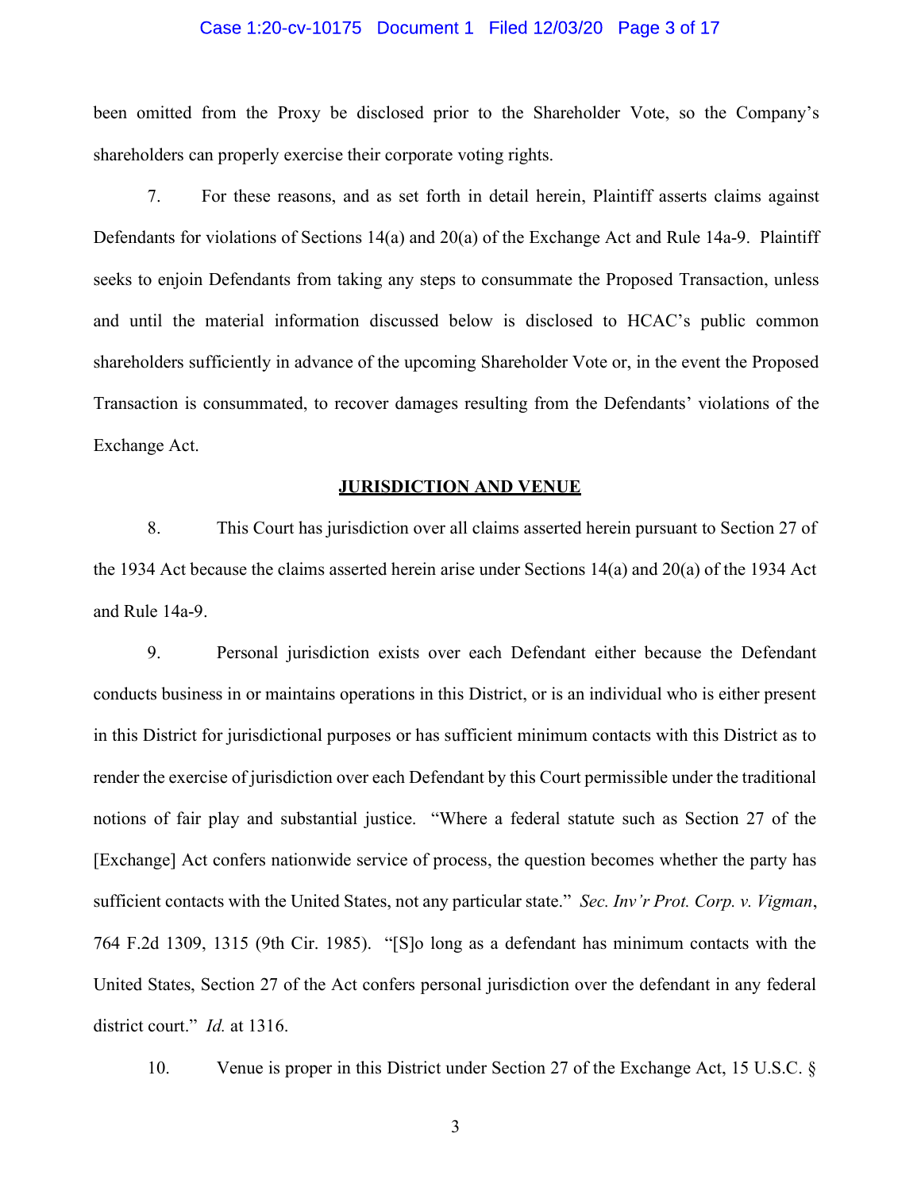been omitted from the Proxy be disclosed prior to the Shareholder Vote, so the Company's shareholders can properly exercise their corporate voting rights.

7. For these reasons, and as set forth in detail herein, Plaintiff asserts claims against Defendants for violations of Sections 14(a) and 20(a) of the Exchange Act and Rule 14a-9. Plaintiff seeks to enjoin Defendants from taking any steps to consummate the Proposed Transaction, unless and until the material information discussed below is disclosed to HCAC's public common shareholders sufficiently in advance of the upcoming Shareholder Vote or, in the event the Proposed Transaction is consummated, to recover damages resulting from the Defendants' violations of the Exchange Act.

## JURISDICTION AND VENUE

8. This Court has jurisdiction over all claims asserted herein pursuant to Section 27 of the 1934 Act because the claims asserted herein arise under Sections 14(a) and 20(a) of the 1934 Act and Rule 14a-9.

9. Personal jurisdiction exists over each Defendant either because the Defendant conducts business in or maintains operations in this District, or is an individual who is either present in this District for jurisdictional purposes or has sufficient minimum contacts with this District as to render the exercise of jurisdiction over each Defendant by this Court permissible under the traditional notions of fair play and substantial justice. "Where a federal statute such as Section 27 of the [Exchange] Act confers nationwide service of process, the question becomes whether the party has sufficient contacts with the United States, not any particular state." *Sec. Inv'r Prot. Corp. v. Vigman*, 764 F.2d 1309, 1315 (9th Cir. 1985). "[S]o long as a defendant has minimum contacts with the United States, Section 27 of the Act confers personal jurisdiction over the defendant in any federal district court." *Id.* at 1316.

10. Venue is proper in this District under Section 27 of the Exchange Act, 15 U.S.C. §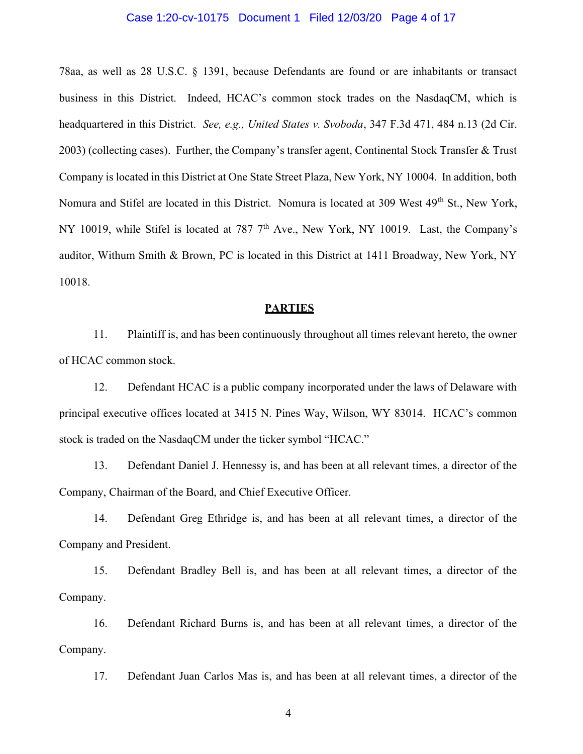78aa, as well as 28 U.S.C. § 1391, because Defendants are found or are inhabitants or transact business in this District. Indeed, HCAC's common stock trades on the NasdaqCM, which is headquartered in this District. *See, e.g., United States v. Svoboda*, 347 F.3d 471, 484 n.13 (2d Cir. 2003) (collecting cases). Further, the Company's transfer agent, Continental Stock Transfer & Trust Company is located in this District at One State Street Plaza, New York, NY 10004. In addition, both Nomura and Stifel are located in this District. Nomura is located at 309 West 49th St., New York, NY 10019, while Stifel is located at 787 7th Ave., New York, NY 10019. Last, the Company's auditor, Withum Smith & Brown, PC is located in this District at 1411 Broadway, New York, NY 10018.

## PARTIES

11. Plaintiff is, and has been continuously throughout all times relevant hereto, the owner of HCAC common stock.

12. Defendant HCAC is a public company incorporated under the laws of Delaware with principal executive offices located at 3415 N. Pines Way, Wilson, WY 83014. HCAC's common stock is traded on the NasdaqCM under the ticker symbol "HCAC."

13. Defendant Daniel J. Hennessy is, and has been at all relevant times, a director of the Company, Chairman of the Board, and Chief Executive Officer.

14. Defendant Greg Ethridge is, and has been at all relevant times, a director of the Company and President.

15. Defendant Bradley Bell is, and has been at all relevant times, a director of the Company.

16. Defendant Richard Burns is, and has been at all relevant times, a director of the Company.

17. Defendant Juan Carlos Mas is, and has been at all relevant times, a director of the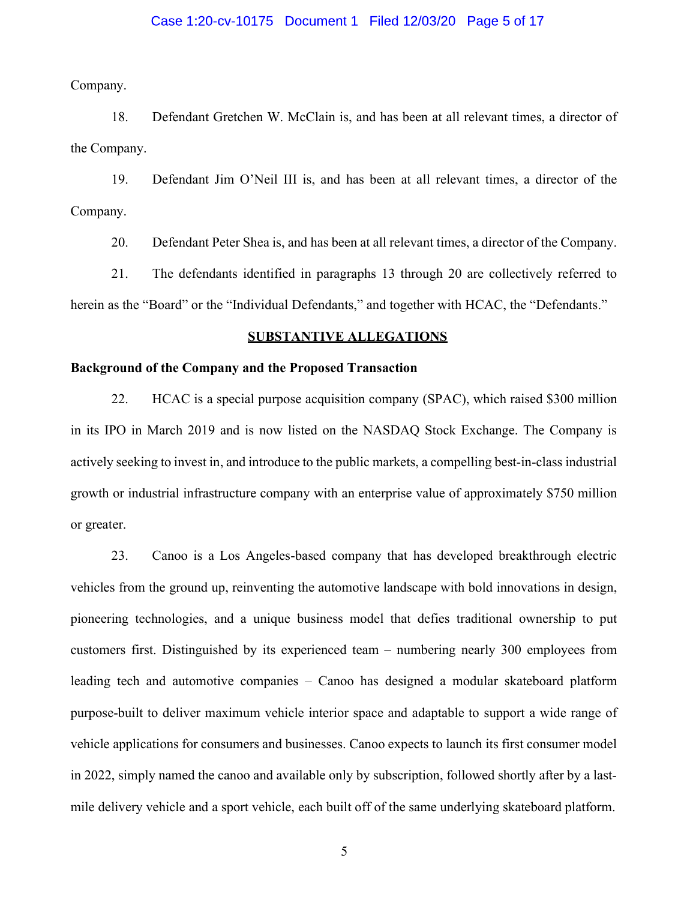Company.

18. Defendant Gretchen W. McClain is, and has been at all relevant times, a director of the Company.

19. Defendant Jim O'Neil III is, and has been at all relevant times, a director of the Company.

20. Defendant Peter Shea is, and has been at all relevant times, a director of the Company.

21. The defendants identified in paragraphs 13 through 20 are collectively referred to herein as the "Board" or the "Individual Defendants," and together with HCAC, the "Defendants."

## SUBSTANTIVE ALLEGATIONS

**Background of the Company and the Proposed Transaction**

22. HCAC is a special purpose acquisition company (SPAC), which raised $300 million in its IPO in March 2019 and is now listed on the NASDAQ Stock Exchange. The Company is actively seeking to invest in, and introduce to the public markets, a compelling best-in-class industrial growth or industrial infrastructure company with an enterprise value of approximately $750 million or greater.

23. Canoo is a Los Angeles-based company that has developed breakthrough electric vehicles from the ground up, reinventing the automotive landscape with bold innovations in design, pioneering technologies, and a unique business model that defies traditional ownership to put customers first. Distinguished by its experienced team – numbering nearly 300 employees from leading tech and automotive companies – Canoo has designed a modular skateboard platform purpose-built to deliver maximum vehicle interior space and adaptable to support a wide range of vehicle applications for consumers and businesses. Canoo expects to launch its first consumer model in 2022, simply named the canoo and available only by subscription, followed shortly after by a last-mile delivery vehicle and a sport vehicle, each built off of the same underlying skateboard platform.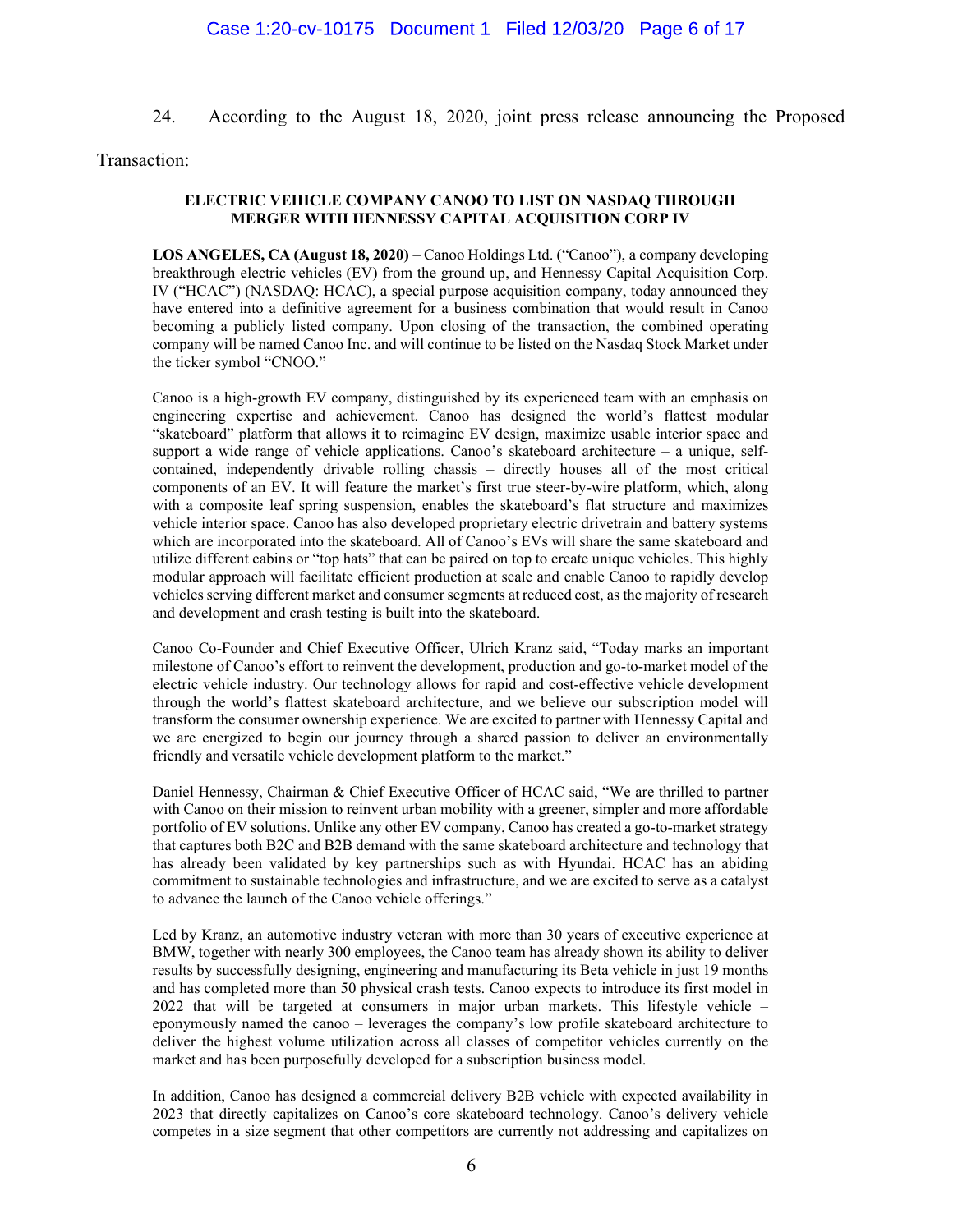24. According to the August 18, 2020, joint press release announcing the Proposed Transaction:

**ELECTRIC VEHICLE COMPANY CANOO TO LIST ON NASDAQ THROUGH MERGER WITH HENNESSY CAPITAL ACQUISITION CORP IV**

**LOS ANGELES, CA (August 18, 2020)** – Canoo Holdings Ltd. ("Canoo"), a company developing breakthrough electric vehicles (EV) from the ground up, and Hennessy Capital Acquisition Corp. IV ("HCAC") (NASDAQ: HCAC), a special purpose acquisition company, today announced they have entered into a definitive agreement for a business combination that would result in Canoo becoming a publicly listed company. Upon closing of the transaction, the combined operating company will be named Canoo Inc. and will continue to be listed on the Nasdaq Stock Market under the ticker symbol "CNOO."

Canoo is a high-growth EV company, distinguished by its experienced team with an emphasis on engineering expertise and achievement. Canoo has designed the world's flattest modular "skateboard" platform that allows it to reimagine EV design, maximize usable interior space and support a wide range of vehicle applications. Canoo's skateboard architecture – a unique, self-contained, independently drivable rolling chassis – directly houses all of the most critical components of an EV. It will feature the market's first true steer-by-wire platform, which, along with a composite leaf spring suspension, enables the skateboard's flat structure and maximizes vehicle interior space. Canoo has also developed proprietary electric drivetrain and battery systems which are incorporated into the skateboard. All of Canoo's EVs will share the same skateboard and utilize different cabins or "top hats" that can be paired on top to create unique vehicles. This highly modular approach will facilitate efficient production at scale and enable Canoo to rapidly develop vehicles serving different market and consumer segments at reduced cost, as the majority of research and development and crash testing is built into the skateboard.

Canoo Co-Founder and Chief Executive Officer, Ulrich Kranz said, "Today marks an important milestone of Canoo's effort to reinvent the development, production and go-to-market model of the electric vehicle industry. Our technology allows for rapid and cost-effective vehicle development through the world's flattest skateboard architecture, and we believe our subscription model will transform the consumer ownership experience. We are excited to partner with Hennessy Capital and we are energized to begin our journey through a shared passion to deliver an environmentally friendly and versatile vehicle development platform to the market."

Daniel Hennessy, Chairman & Chief Executive Officer of HCAC said, "We are thrilled to partner with Canoo on their mission to reinvent urban mobility with a greener, simpler and more affordable portfolio of EV solutions. Unlike any other EV company, Canoo has created a go-to-market strategy that captures both B2C and B2B demand with the same skateboard architecture and technology that has already been validated by key partnerships such as with Hyundai. HCAC has an abiding commitment to sustainable technologies and infrastructure, and we are excited to serve as a catalyst to advance the launch of the Canoo vehicle offerings."

Led by Kranz, an automotive industry veteran with more than 30 years of executive experience at BMW, together with nearly 300 employees, the Canoo team has already shown its ability to deliver results by successfully designing, engineering and manufacturing its Beta vehicle in just 19 months and has completed more than 50 physical crash tests. Canoo expects to introduce its first model in 2022 that will be targeted at consumers in major urban markets. This lifestyle vehicle – eponymously named the canoo – leverages the company's low profile skateboard architecture to deliver the highest volume utilization across all classes of competitor vehicles currently on the market and has been purposefully developed for a subscription business model.

In addition, Canoo has designed a commercial delivery B2B vehicle with expected availability in 2023 that directly capitalizes on Canoo's core skateboard technology. Canoo's delivery vehicle competes in a size segment that other competitors are currently not addressing and capitalizes on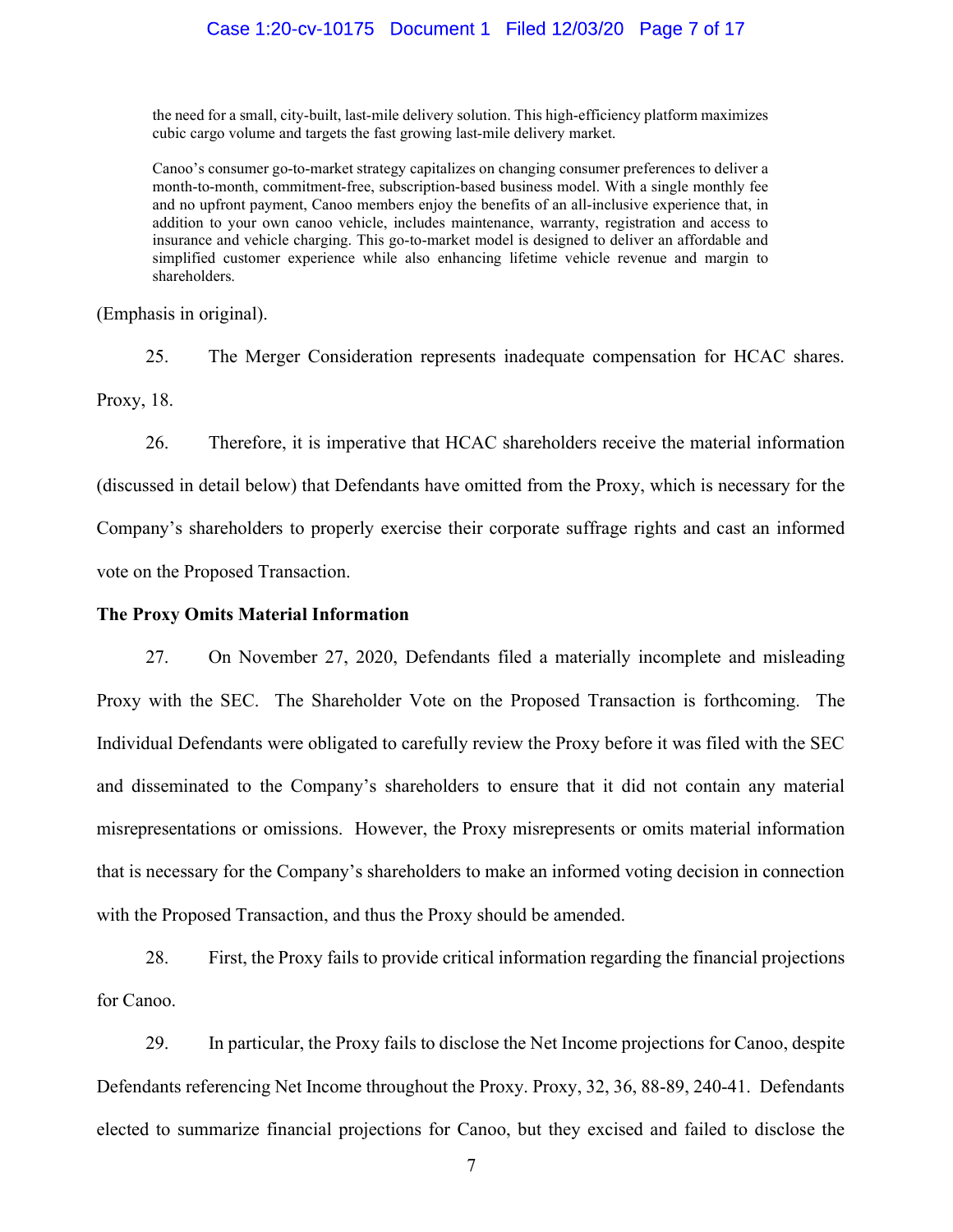> the need for a small, city-built, last-mile delivery solution. This high-efficiency platform maximizes cubic cargo volume and targets the fast growing last-mile delivery market.
>
> Canoo's consumer go-to-market strategy capitalizes on changing consumer preferences to deliver a month-to-month, commitment-free, subscription-based business model. With a single monthly fee and no upfront payment, Canoo members enjoy the benefits of an all-inclusive experience that, in addition to your own canoo vehicle, includes maintenance, warranty, registration and access to insurance and vehicle charging. This go-to-market model is designed to deliver an affordable and simplified customer experience while also enhancing lifetime vehicle revenue and margin to shareholders.

(Emphasis in original).

25. The Merger Consideration represents inadequate compensation for HCAC shares. Proxy, 18.

26. Therefore, it is imperative that HCAC shareholders receive the material information (discussed in detail below) that Defendants have omitted from the Proxy, which is necessary for the Company's shareholders to properly exercise their corporate suffrage rights and cast an informed vote on the Proposed Transaction.

**The Proxy Omits Material Information**

27. On November 27, 2020, Defendants filed a materially incomplete and misleading Proxy with the SEC. The Shareholder Vote on the Proposed Transaction is forthcoming. The Individual Defendants were obligated to carefully review the Proxy before it was filed with the SEC and disseminated to the Company's shareholders to ensure that it did not contain any material misrepresentations or omissions. However, the Proxy misrepresents or omits material information that is necessary for the Company's shareholders to make an informed voting decision in connection with the Proposed Transaction, and thus the Proxy should be amended.

28. First, the Proxy fails to provide critical information regarding the financial projections for Canoo.

29. In particular, the Proxy fails to disclose the Net Income projections for Canoo, despite Defendants referencing Net Income throughout the Proxy. Proxy, 32, 36, 88-89, 240-41. Defendants elected to summarize financial projections for Canoo, but they excised and failed to disclose the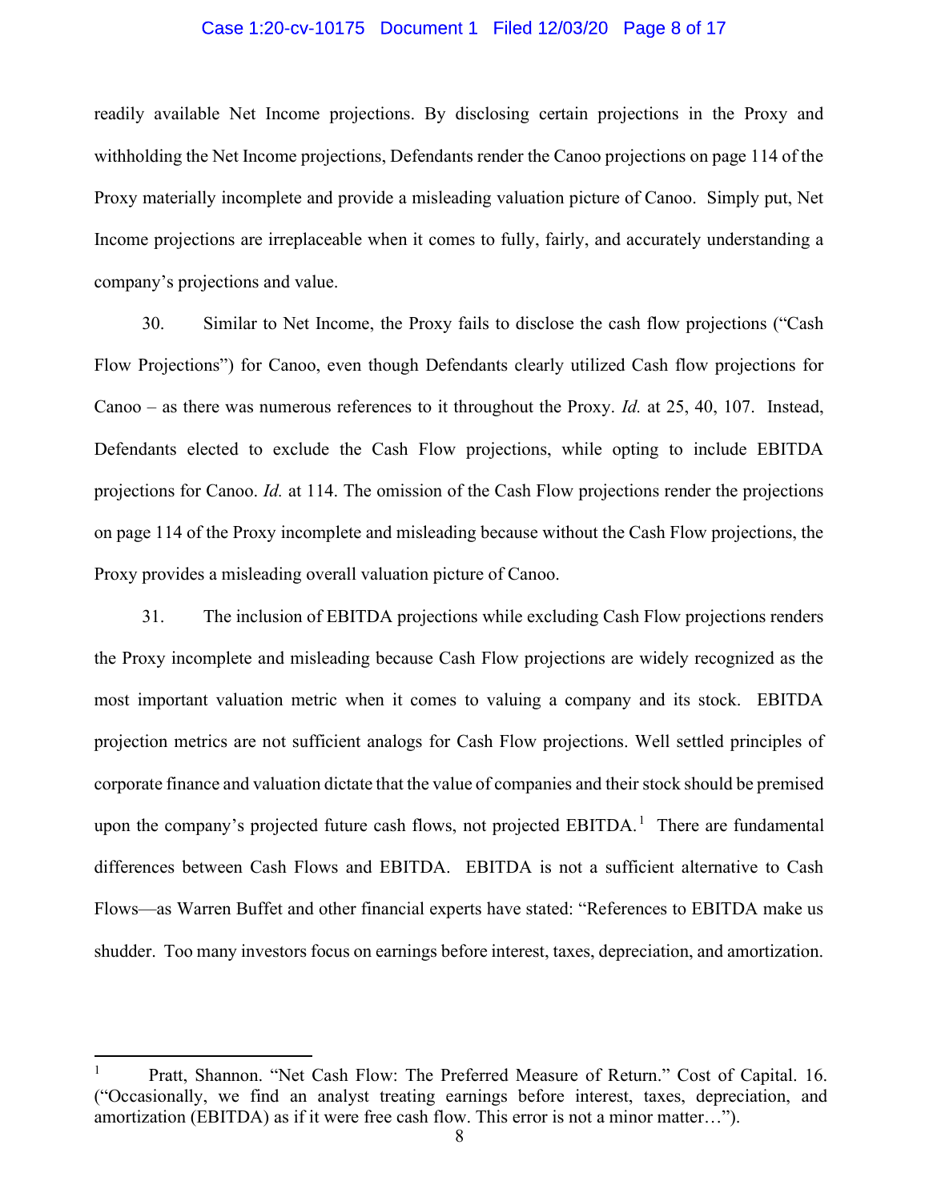readily available Net Income projections. By disclosing certain projections in the Proxy and withholding the Net Income projections, Defendants render the Canoo projections on page 114 of the Proxy materially incomplete and provide a misleading valuation picture of Canoo. Simply put, Net Income projections are irreplaceable when it comes to fully, fairly, and accurately understanding a company's projections and value.

30. Similar to Net Income, the Proxy fails to disclose the cash flow projections ("Cash Flow Projections") for Canoo, even though Defendants clearly utilized Cash flow projections for Canoo – as there was numerous references to it throughout the Proxy. *Id.* at 25, 40, 107. Instead, Defendants elected to exclude the Cash Flow projections, while opting to include EBITDA projections for Canoo. *Id.* at 114. The omission of the Cash Flow projections render the projections on page 114 of the Proxy incomplete and misleading because without the Cash Flow projections, the Proxy provides a misleading overall valuation picture of Canoo.

31. The inclusion of EBITDA projections while excluding Cash Flow projections renders the Proxy incomplete and misleading because Cash Flow projections are widely recognized as the most important valuation metric when it comes to valuing a company and its stock. EBITDA projection metrics are not sufficient analogs for Cash Flow projections. Well settled principles of corporate finance and valuation dictate that the value of companies and their stock should be premised upon the company's projected future cash flows, not projected EBITDA.[1] There are fundamental differences between Cash Flows and EBITDA. EBITDA is not a sufficient alternative to Cash Flows—as Warren Buffet and other financial experts have stated: "References to EBITDA make us shudder. Too many investors focus on earnings before interest, taxes, depreciation, and amortization.

[1] Pratt, Shannon. "Net Cash Flow: The Preferred Measure of Return." Cost of Capital. 16. ("Occasionally, we find an analyst treating earnings before interest, taxes, depreciation, and amortization (EBITDA) as if it were free cash flow. This error is not a minor matter…").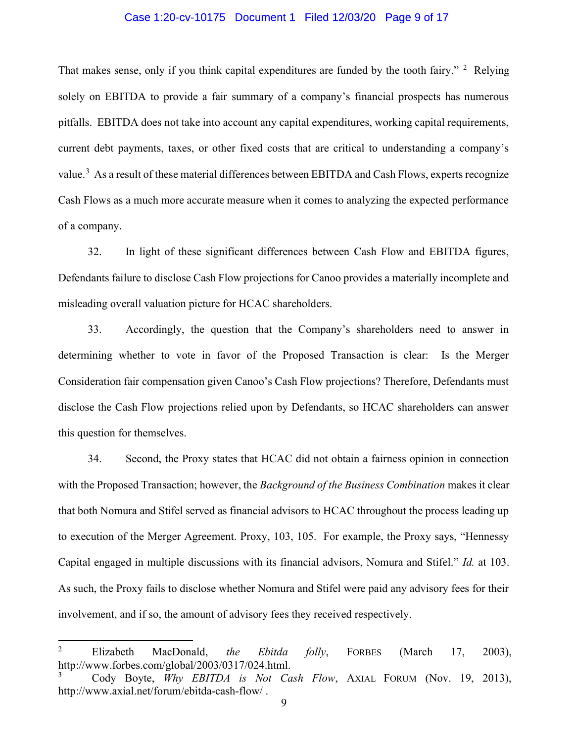That makes sense, only if you think capital expenditures are funded by the tooth fairy." [2] Relying solely on EBITDA to provide a fair summary of a company's financial prospects has numerous pitfalls. EBITDA does not take into account any capital expenditures, working capital requirements, current debt payments, taxes, or other fixed costs that are critical to understanding a company's value.[3] As a result of these material differences between EBITDA and Cash Flows, experts recognize Cash Flows as a much more accurate measure when it comes to analyzing the expected performance of a company.

32. In light of these significant differences between Cash Flow and EBITDA figures, Defendants failure to disclose Cash Flow projections for Canoo provides a materially incomplete and misleading overall valuation picture for HCAC shareholders.

33. Accordingly, the question that the Company's shareholders need to answer in determining whether to vote in favor of the Proposed Transaction is clear: Is the Merger Consideration fair compensation given Canoo's Cash Flow projections? Therefore, Defendants must disclose the Cash Flow projections relied upon by Defendants, so HCAC shareholders can answer this question for themselves.

34. Second, the Proxy states that HCAC did not obtain a fairness opinion in connection with the Proposed Transaction; however, the *Background of the Business Combination* makes it clear that both Nomura and Stifel served as financial advisors to HCAC throughout the process leading up to execution of the Merger Agreement. Proxy, 103, 105. For example, the Proxy says, "Hennessy Capital engaged in multiple discussions with its financial advisors, Nomura and Stifel." *Id.* at 103. As such, the Proxy fails to disclose whether Nomura and Stifel were paid any advisory fees for their involvement, and if so, the amount of advisory fees they received respectively.

---

[2] Elizabeth MacDonald, *the Ebitda folly*, FORBES (March 17, 2003), http://www.forbes.com/global/2003/0317/024.html.

[3] Cody Boyte, *Why EBITDA is Not Cash Flow*, AXIAL FORUM (Nov. 19, 2013), http://www.axial.net/forum/ebitda-cash-flow/ .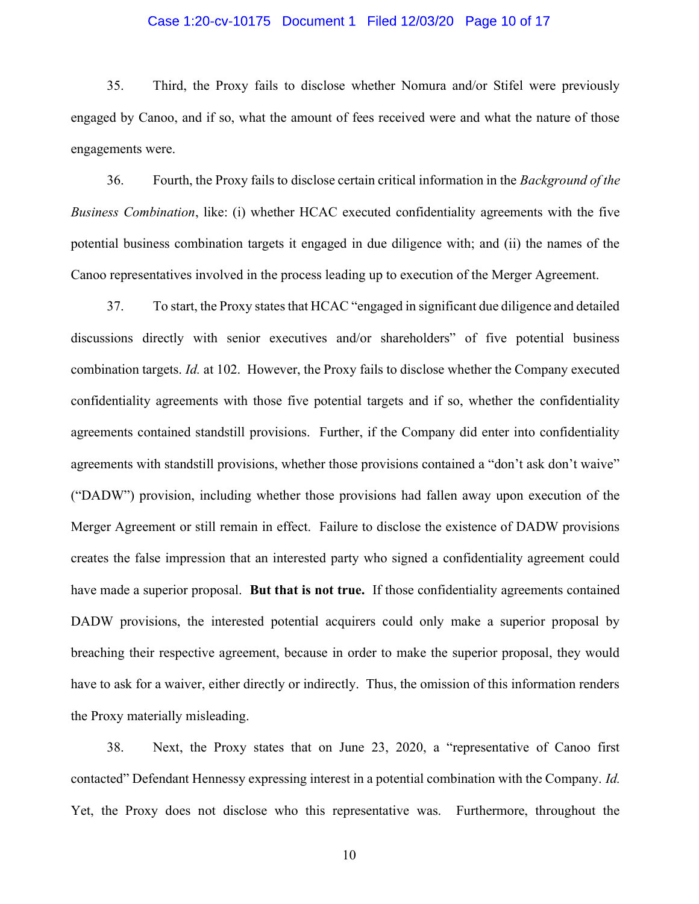35. Third, the Proxy fails to disclose whether Nomura and/or Stifel were previously engaged by Canoo, and if so, what the amount of fees received were and what the nature of those engagements were.

36. Fourth, the Proxy fails to disclose certain critical information in the *Background of the Business Combination*, like: (i) whether HCAC executed confidentiality agreements with the five potential business combination targets it engaged in due diligence with; and (ii) the names of the Canoo representatives involved in the process leading up to execution of the Merger Agreement.

37. To start, the Proxy states that HCAC "engaged in significant due diligence and detailed discussions directly with senior executives and/or shareholders" of five potential business combination targets. *Id.* at 102. However, the Proxy fails to disclose whether the Company executed confidentiality agreements with those five potential targets and if so, whether the confidentiality agreements contained standstill provisions. Further, if the Company did enter into confidentiality agreements with standstill provisions, whether those provisions contained a "don't ask don't waive" ("DADW") provision, including whether those provisions had fallen away upon execution of the Merger Agreement or still remain in effect. Failure to disclose the existence of DADW provisions creates the false impression that an interested party who signed a confidentiality agreement could have made a superior proposal. **But that is not true.** If those confidentiality agreements contained DADW provisions, the interested potential acquirers could only make a superior proposal by breaching their respective agreement, because in order to make the superior proposal, they would have to ask for a waiver, either directly or indirectly. Thus, the omission of this information renders the Proxy materially misleading.

38. Next, the Proxy states that on June 23, 2020, a "representative of Canoo first contacted" Defendant Hennessy expressing interest in a potential combination with the Company. *Id.* Yet, the Proxy does not disclose who this representative was. Furthermore, throughout the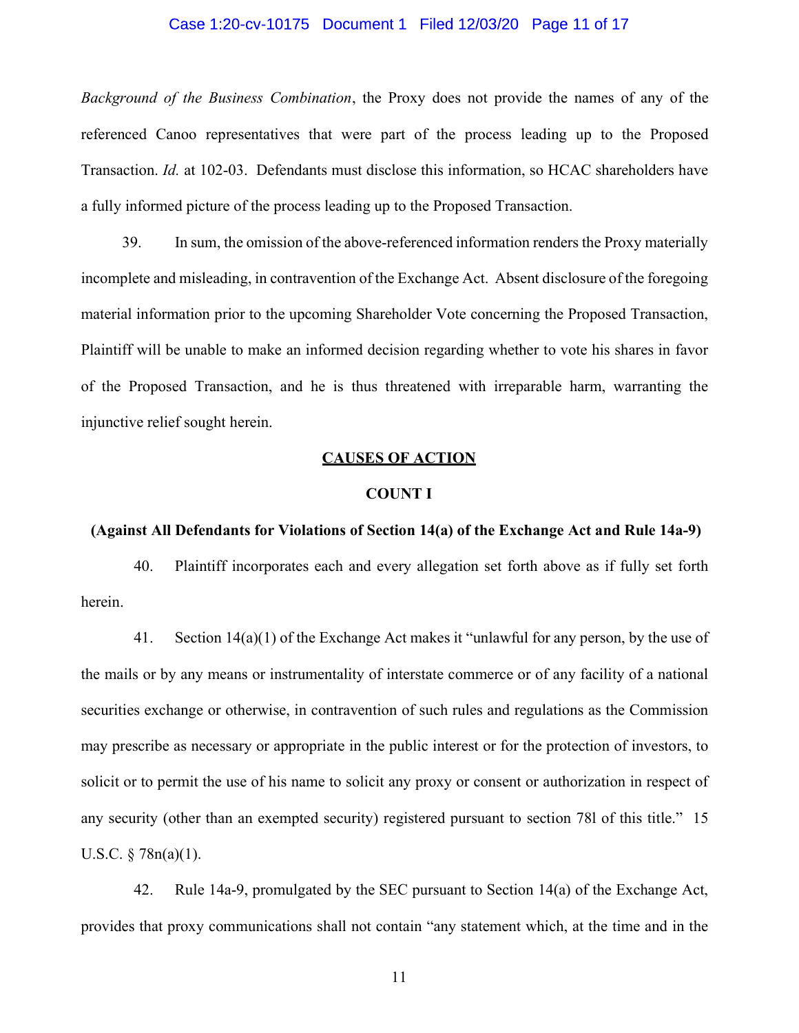*Background of the Business Combination*, the Proxy does not provide the names of any of the referenced Canoo representatives that were part of the process leading up to the Proposed Transaction. *Id.* at 102-03. Defendants must disclose this information, so HCAC shareholders have a fully informed picture of the process leading up to the Proposed Transaction.

39. In sum, the omission of the above-referenced information renders the Proxy materially incomplete and misleading, in contravention of the Exchange Act. Absent disclosure of the foregoing material information prior to the upcoming Shareholder Vote concerning the Proposed Transaction, Plaintiff will be unable to make an informed decision regarding whether to vote his shares in favor of the Proposed Transaction, and he is thus threatened with irreparable harm, warranting the injunctive relief sought herein.

## CAUSES OF ACTION

### COUNT I

**(Against All Defendants for Violations of Section 14(a) of the Exchange Act and Rule 14a-9)**

40. Plaintiff incorporates each and every allegation set forth above as if fully set forth herein.

41. Section 14(a)(1) of the Exchange Act makes it "unlawful for any person, by the use of the mails or by any means or instrumentality of interstate commerce or of any facility of a national securities exchange or otherwise, in contravention of such rules and regulations as the Commission may prescribe as necessary or appropriate in the public interest or for the protection of investors, to solicit or to permit the use of his name to solicit any proxy or consent or authorization in respect of any security (other than an exempted security) registered pursuant to section 78l of this title." 15 U.S.C. § 78n(a)(1).

42. Rule 14a-9, promulgated by the SEC pursuant to Section 14(a) of the Exchange Act, provides that proxy communications shall not contain "any statement which, at the time and in the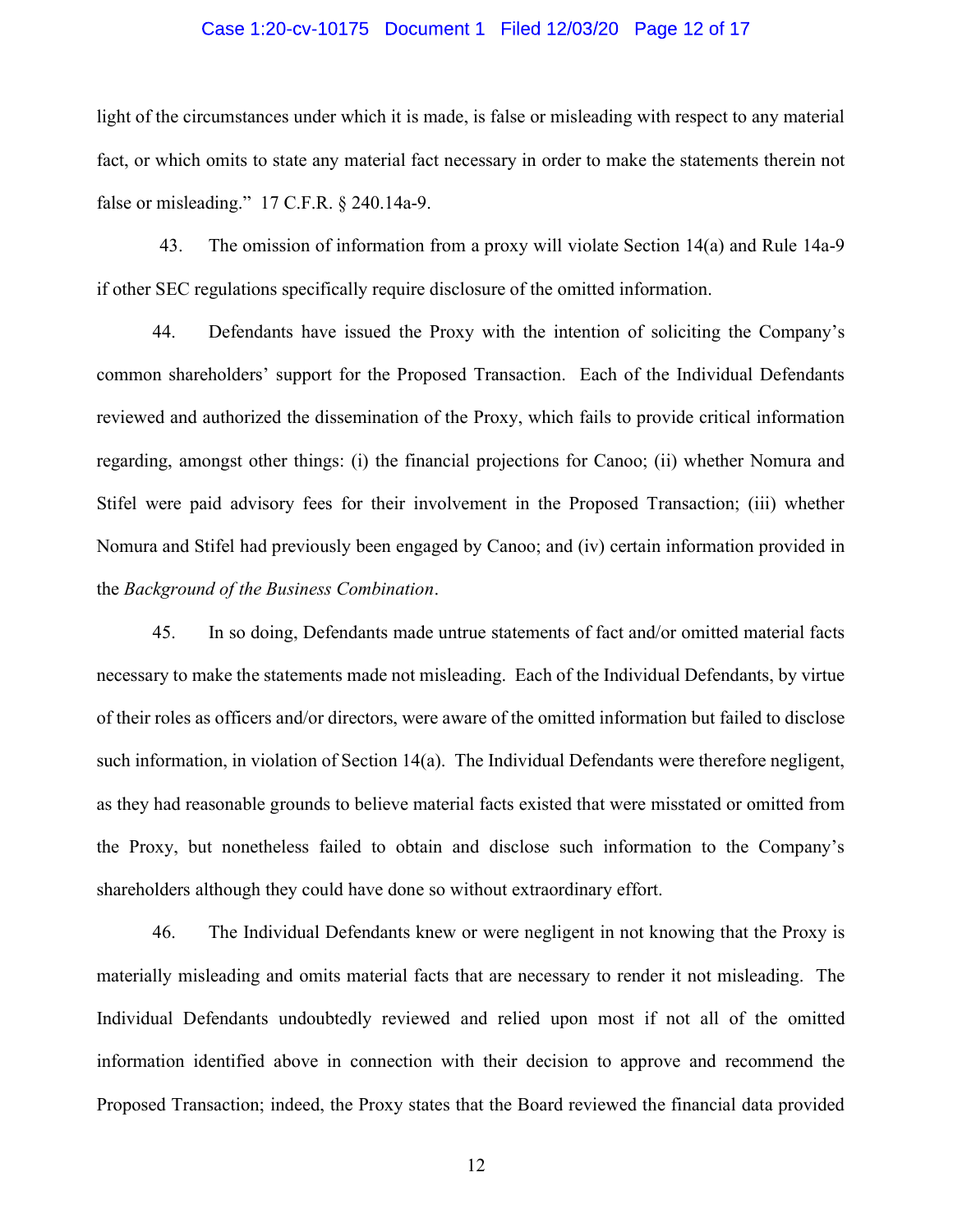light of the circumstances under which it is made, is false or misleading with respect to any material fact, or which omits to state any material fact necessary in order to make the statements therein not false or misleading." 17 C.F.R. § 240.14a-9.

43. The omission of information from a proxy will violate Section 14(a) and Rule 14a-9 if other SEC regulations specifically require disclosure of the omitted information.

44. Defendants have issued the Proxy with the intention of soliciting the Company's common shareholders' support for the Proposed Transaction. Each of the Individual Defendants reviewed and authorized the dissemination of the Proxy, which fails to provide critical information regarding, amongst other things: (i) the financial projections for Canoo; (ii) whether Nomura and Stifel were paid advisory fees for their involvement in the Proposed Transaction; (iii) whether Nomura and Stifel had previously been engaged by Canoo; and (iv) certain information provided in the *Background of the Business Combination*.

45. In so doing, Defendants made untrue statements of fact and/or omitted material facts necessary to make the statements made not misleading. Each of the Individual Defendants, by virtue of their roles as officers and/or directors, were aware of the omitted information but failed to disclose such information, in violation of Section 14(a). The Individual Defendants were therefore negligent, as they had reasonable grounds to believe material facts existed that were misstated or omitted from the Proxy, but nonetheless failed to obtain and disclose such information to the Company's shareholders although they could have done so without extraordinary effort.

46. The Individual Defendants knew or were negligent in not knowing that the Proxy is materially misleading and omits material facts that are necessary to render it not misleading. The Individual Defendants undoubtedly reviewed and relied upon most if not all of the omitted information identified above in connection with their decision to approve and recommend the Proposed Transaction; indeed, the Proxy states that the Board reviewed the financial data provided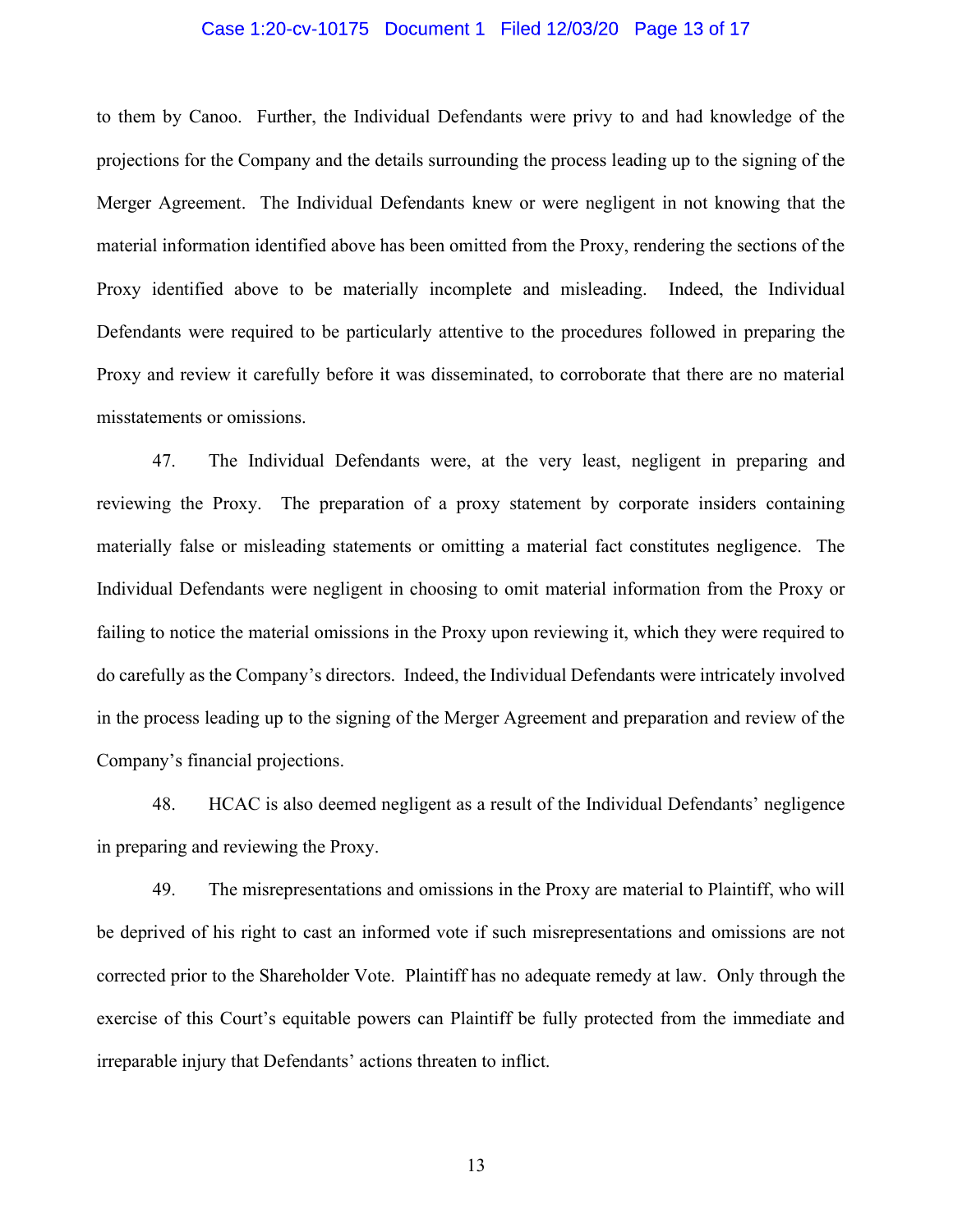to them by Canoo. Further, the Individual Defendants were privy to and had knowledge of the projections for the Company and the details surrounding the process leading up to the signing of the Merger Agreement. The Individual Defendants knew or were negligent in not knowing that the material information identified above has been omitted from the Proxy, rendering the sections of the Proxy identified above to be materially incomplete and misleading. Indeed, the Individual Defendants were required to be particularly attentive to the procedures followed in preparing the Proxy and review it carefully before it was disseminated, to corroborate that there are no material misstatements or omissions.

47. The Individual Defendants were, at the very least, negligent in preparing and reviewing the Proxy. The preparation of a proxy statement by corporate insiders containing materially false or misleading statements or omitting a material fact constitutes negligence. The Individual Defendants were negligent in choosing to omit material information from the Proxy or failing to notice the material omissions in the Proxy upon reviewing it, which they were required to do carefully as the Company's directors. Indeed, the Individual Defendants were intricately involved in the process leading up to the signing of the Merger Agreement and preparation and review of the Company's financial projections.

48. HCAC is also deemed negligent as a result of the Individual Defendants' negligence in preparing and reviewing the Proxy.

49. The misrepresentations and omissions in the Proxy are material to Plaintiff, who will be deprived of his right to cast an informed vote if such misrepresentations and omissions are not corrected prior to the Shareholder Vote. Plaintiff has no adequate remedy at law. Only through the exercise of this Court's equitable powers can Plaintiff be fully protected from the immediate and irreparable injury that Defendants' actions threaten to inflict.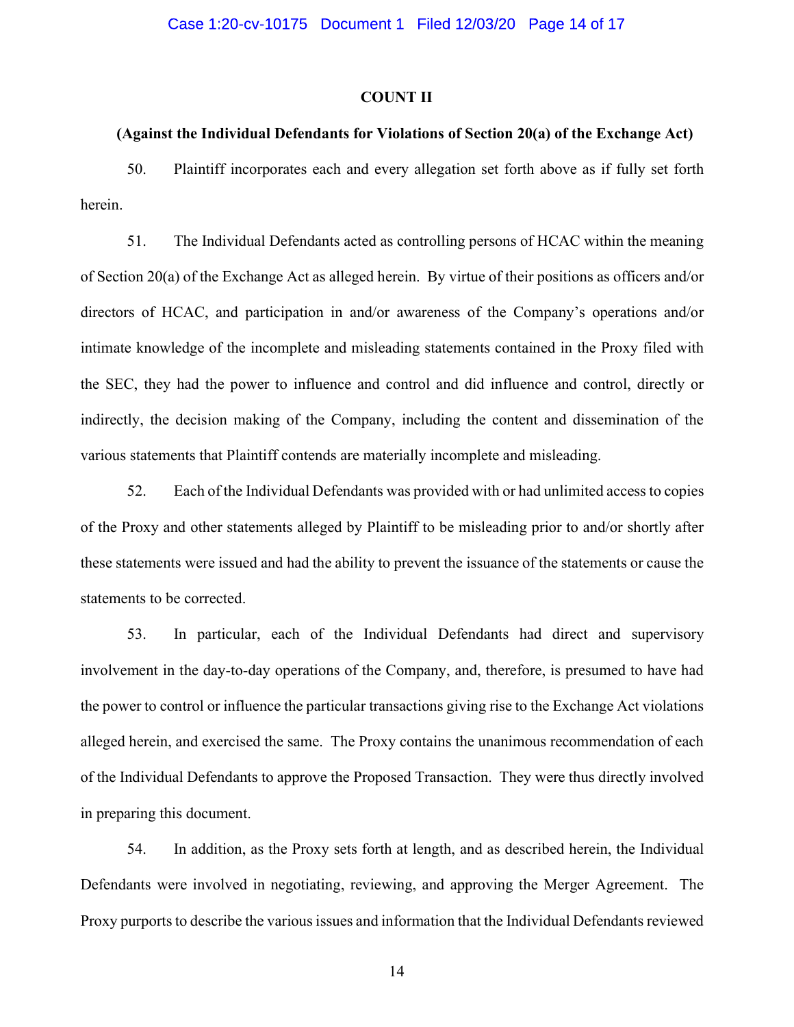**COUNT II**

**(Against the Individual Defendants for Violations of Section 20(a) of the Exchange Act)**

50. Plaintiff incorporates each and every allegation set forth above as if fully set forth herein.

51. The Individual Defendants acted as controlling persons of HCAC within the meaning of Section 20(a) of the Exchange Act as alleged herein. By virtue of their positions as officers and/or directors of HCAC, and participation in and/or awareness of the Company's operations and/or intimate knowledge of the incomplete and misleading statements contained in the Proxy filed with the SEC, they had the power to influence and control and did influence and control, directly or indirectly, the decision making of the Company, including the content and dissemination of the various statements that Plaintiff contends are materially incomplete and misleading.

52. Each of the Individual Defendants was provided with or had unlimited access to copies of the Proxy and other statements alleged by Plaintiff to be misleading prior to and/or shortly after these statements were issued and had the ability to prevent the issuance of the statements or cause the statements to be corrected.

53. In particular, each of the Individual Defendants had direct and supervisory involvement in the day-to-day operations of the Company, and, therefore, is presumed to have had the power to control or influence the particular transactions giving rise to the Exchange Act violations alleged herein, and exercised the same. The Proxy contains the unanimous recommendation of each of the Individual Defendants to approve the Proposed Transaction. They were thus directly involved in preparing this document.

54. In addition, as the Proxy sets forth at length, and as described herein, the Individual Defendants were involved in negotiating, reviewing, and approving the Merger Agreement. The Proxy purports to describe the various issues and information that the Individual Defendants reviewed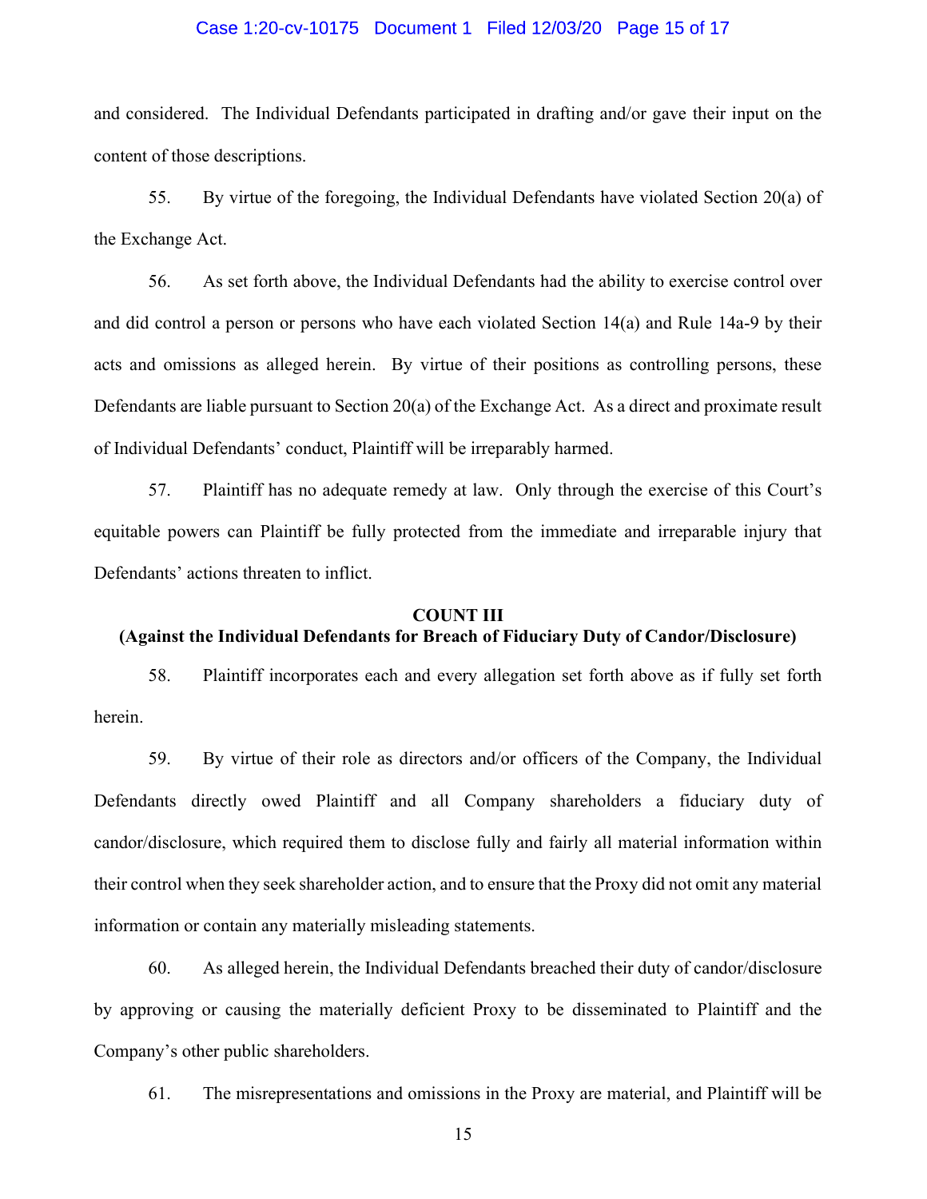and considered. The Individual Defendants participated in drafting and/or gave their input on the content of those descriptions.

55. By virtue of the foregoing, the Individual Defendants have violated Section 20(a) of the Exchange Act.

56. As set forth above, the Individual Defendants had the ability to exercise control over and did control a person or persons who have each violated Section 14(a) and Rule 14a-9 by their acts and omissions as alleged herein. By virtue of their positions as controlling persons, these Defendants are liable pursuant to Section 20(a) of the Exchange Act. As a direct and proximate result of Individual Defendants' conduct, Plaintiff will be irreparably harmed.

57. Plaintiff has no adequate remedy at law. Only through the exercise of this Court's equitable powers can Plaintiff be fully protected from the immediate and irreparable injury that Defendants' actions threaten to inflict.

**COUNT III**
**(Against the Individual Defendants for Breach of Fiduciary Duty of Candor/Disclosure)**

58. Plaintiff incorporates each and every allegation set forth above as if fully set forth herein.

59. By virtue of their role as directors and/or officers of the Company, the Individual Defendants directly owed Plaintiff and all Company shareholders a fiduciary duty of candor/disclosure, which required them to disclose fully and fairly all material information within their control when they seek shareholder action, and to ensure that the Proxy did not omit any material information or contain any materially misleading statements.

60. As alleged herein, the Individual Defendants breached their duty of candor/disclosure by approving or causing the materially deficient Proxy to be disseminated to Plaintiff and the Company's other public shareholders.

61. The misrepresentations and omissions in the Proxy are material, and Plaintiff will be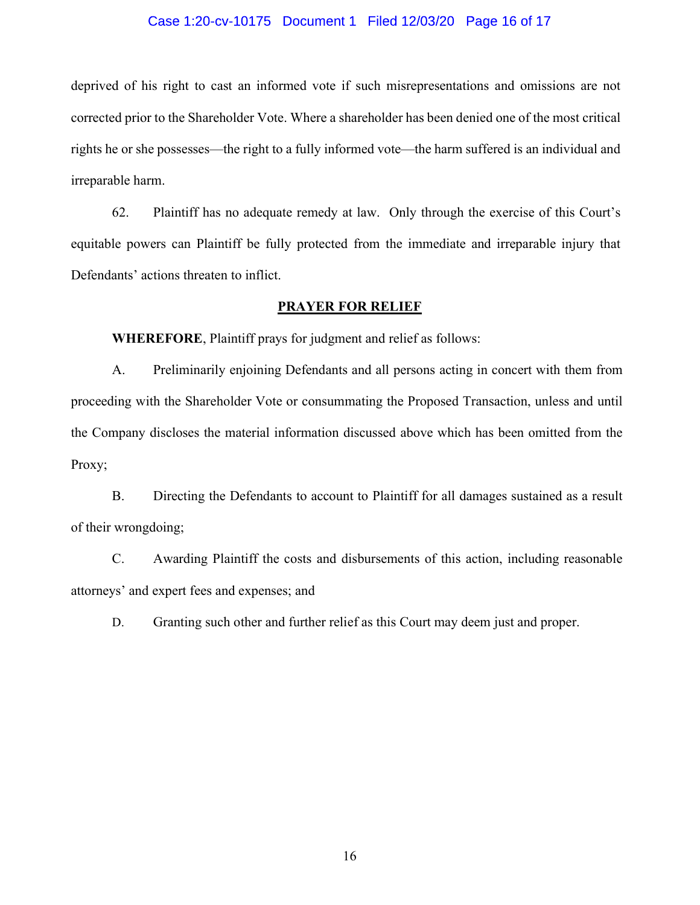deprived of his right to cast an informed vote if such misrepresentations and omissions are not corrected prior to the Shareholder Vote. Where a shareholder has been denied one of the most critical rights he or she possesses—the right to a fully informed vote—the harm suffered is an individual and irreparable harm.

62. Plaintiff has no adequate remedy at law. Only through the exercise of this Court's equitable powers can Plaintiff be fully protected from the immediate and irreparable injury that Defendants' actions threaten to inflict.

## PRAYER FOR RELIEF

**WHEREFORE**, Plaintiff prays for judgment and relief as follows:

A. Preliminarily enjoining Defendants and all persons acting in concert with them from proceeding with the Shareholder Vote or consummating the Proposed Transaction, unless and until the Company discloses the material information discussed above which has been omitted from the Proxy;

B. Directing the Defendants to account to Plaintiff for all damages sustained as a result of their wrongdoing;

C. Awarding Plaintiff the costs and disbursements of this action, including reasonable attorneys' and expert fees and expenses; and

D. Granting such other and further relief as this Court may deem just and proper.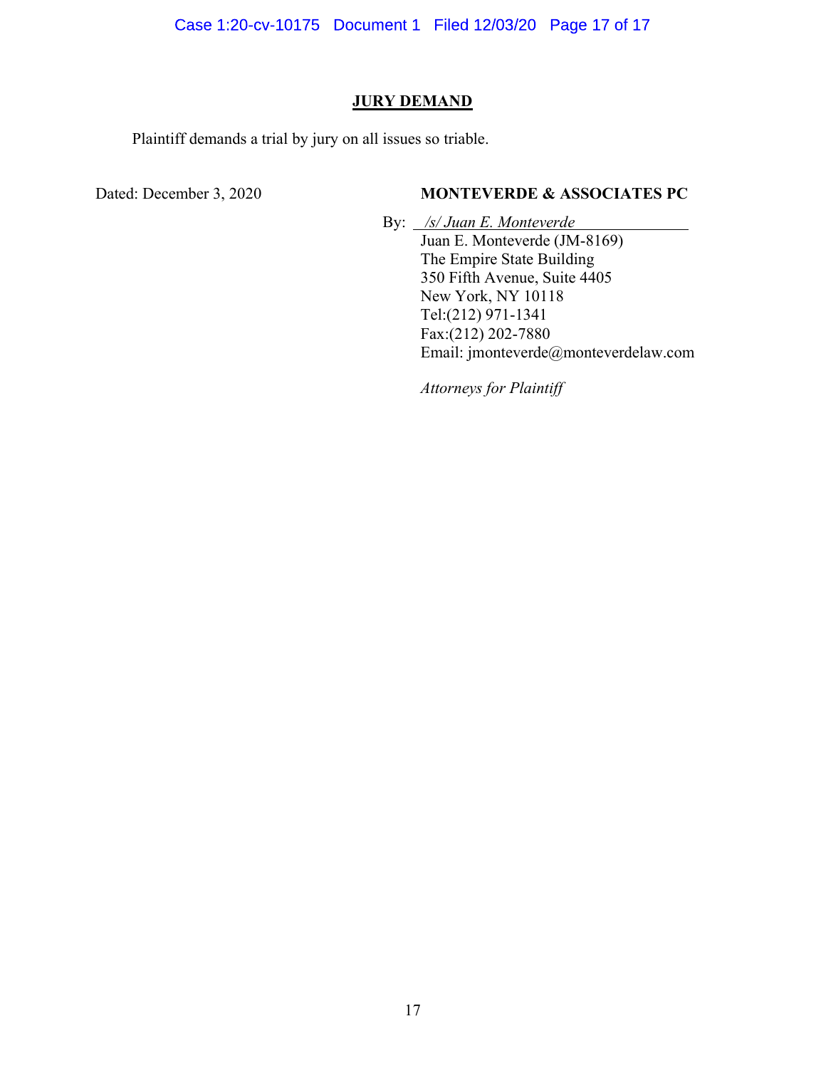## **JURY DEMAND**

Plaintiff demands a trial by jury on all issues so triable.

Dated: December 3, 2020

**MONTEVERDE & ASSOCIATES PC**

By: */s/ Juan E. Monteverde*
Juan E. Monteverde (JM-8169)
The Empire State Building
350 Fifth Avenue, Suite 4405
New York, NY 10118
Tel:(212) 971-1341
Fax:(212) 202-7880
Email: jmonteverde@monteverdelaw.com

*Attorneys for Plaintiff*